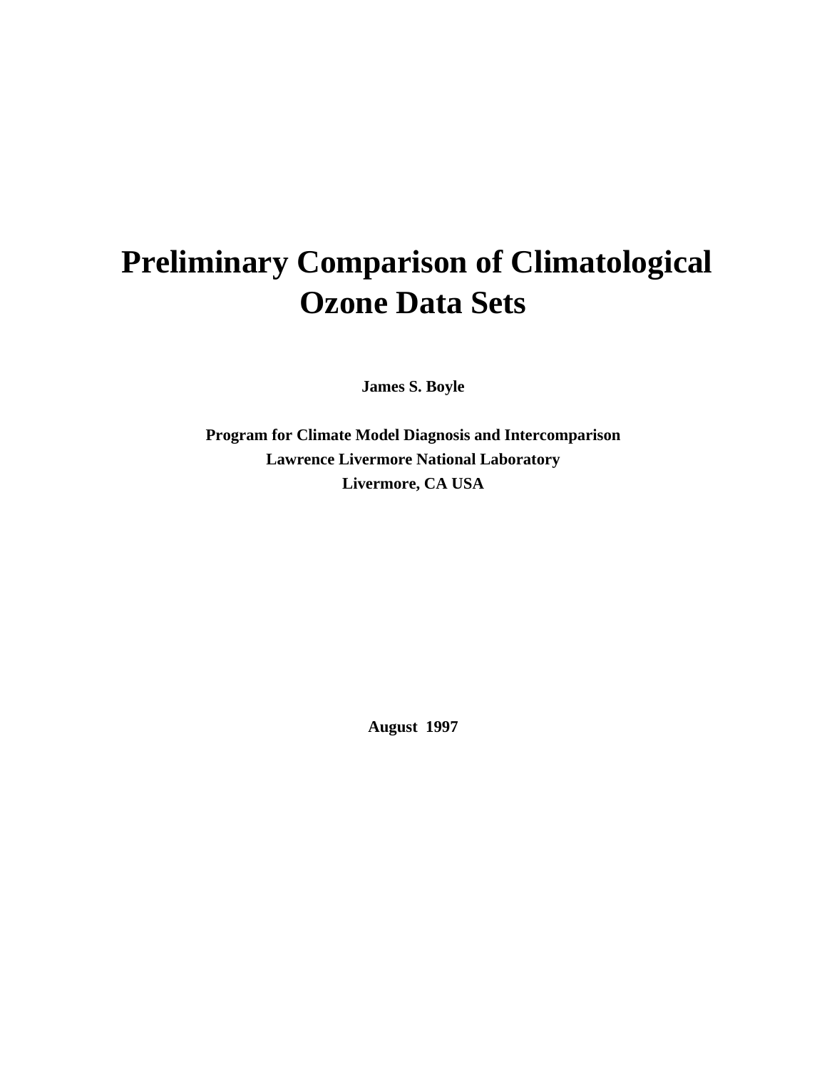# Preliminary Comparison of Climatological Ozone Data Sets

**James S. Boyle**

**Program for Climate Model Diagnosis and Intercomparison**
**Lawrence Livermore National Laboratory**
**Livermore, CA USA**

**August 1997**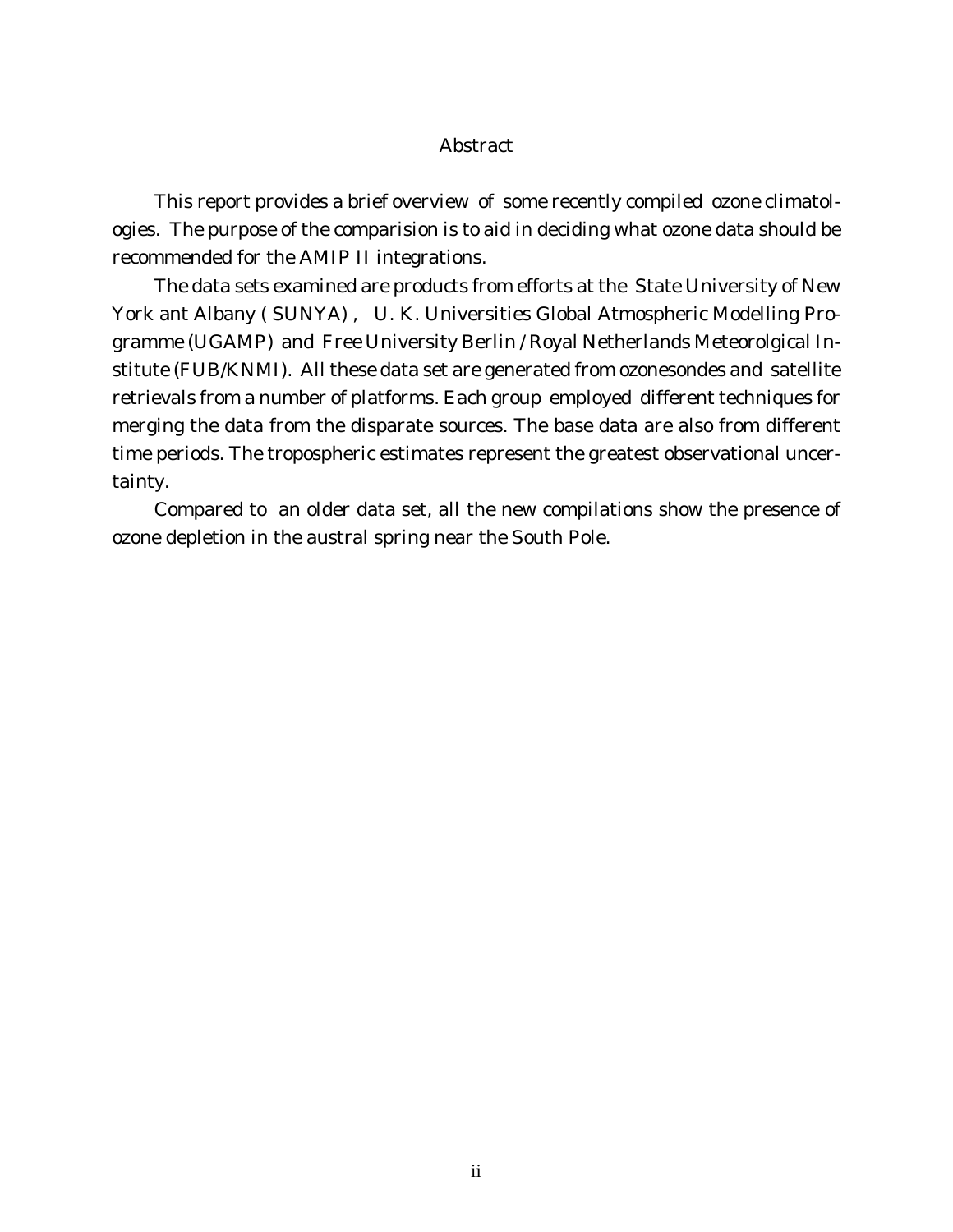# Abstract

This report provides a brief overview of some recently compiled ozone climatologies. The purpose of the comparision is to aid in deciding what ozone data should be recommended for the AMIP II integrations.

The data sets examined are products from efforts at the State University of New York ant Albany ( SUNYA) , U. K. Universities Global Atmospheric Modelling Programme (UGAMP) and Free University Berlin / Royal Netherlands Meteorolgical Institute (FUB/KNMI). All these data set are generated from ozonesondes and satellite retrievals from a number of platforms. Each group employed different techniques for merging the data from the disparate sources. The base data are also from different time periods. The tropospheric estimates represent the greatest observational uncertainty.

Compared to an older data set, all the new compilations show the presence of ozone depletion in the austral spring near the South Pole.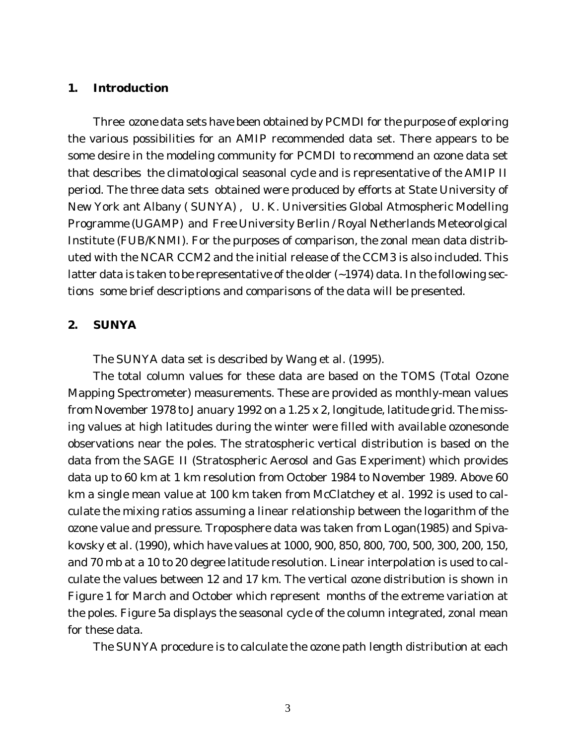## 1. Introduction

Three ozone data sets have been obtained by PCMDI for the purpose of exploring the various possibilities for an AMIP recommended data set. There appears to be some desire in the modeling community for PCMDI to recommend an ozone data set that describes the climatological seasonal cycle and is representative of the AMIP II period. The three data sets obtained were produced by efforts at State University of New York ant Albany ( SUNYA) , U. K. Universities Global Atmospheric Modelling Programme (UGAMP) and Free University Berlin / Royal Netherlands Meteorolgical Institute (FUB/KNMI). For the purposes of comparison, the zonal mean data distributed with the NCAR CCM2 and the initial release of the CCM3 is also included. This latter data is taken to be representative of the older (~1974) data. In the following sections some brief descriptions and comparisons of the data will be presented.

## 2. SUNYA

The SUNYA data set is described by Wang et al. (1995).

The total column values for these data are based on the TOMS (Total Ozone Mapping Spectrometer) measurements. These are provided as monthly-mean values from November 1978 to January 1992 on a 1.25 x 2, longitude, latitude grid. The missing values at high latitudes during the winter were filled with available ozonesonde observations near the poles. The stratospheric vertical distribution is based on the data from the SAGE II (Stratospheric Aerosol and Gas Experiment) which provides data up to 60 km at 1 km resolution from October 1984 to November 1989. Above 60 km a single mean value at 100 km taken from McClatchey et al. 1992 is used to calculate the mixing ratios assuming a linear relationship between the logarithm of the ozone value and pressure. Troposphere data was taken from Logan(1985) and Spivakovsky et al. (1990), which have values at 1000, 900, 850, 800, 700, 500, 300, 200, 150, and 70 mb at a 10 to 20 degree latitude resolution. Linear interpolation is used to calculate the values between 12 and 17 km. The vertical ozone distribution is shown in Figure 1 for March and October which represent months of the extreme variation at the poles. Figure 5a displays the seasonal cycle of the column integrated, zonal mean for these data.

The SUNYA procedure is to calculate the ozone path length distribution at each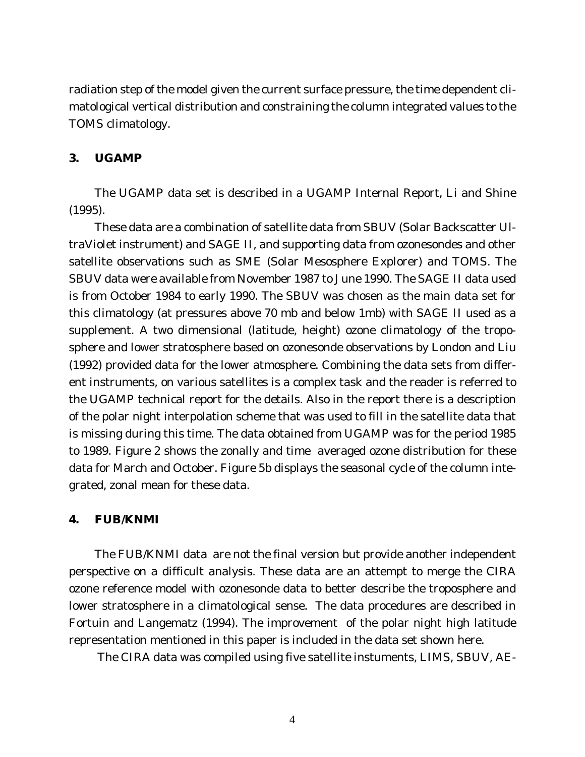radiation step of the model given the current surface pressure, the time dependent climatological vertical distribution and constraining the column integrated values to the TOMS climatology.

## 3. UGAMP

The UGAMP data set is described in a UGAMP Internal Report, Li and Shine (1995).

These data are a combination of satellite data from SBUV (Solar Backscatter UltraViolet instrument) and SAGE II, and supporting data from ozonesondes and other satellite observations such as SME (Solar Mesosphere Explorer) and TOMS. The SBUV data were available from November 1987 to June 1990. The SAGE II data used is from October 1984 to early 1990. The SBUV was chosen as the main data set for this climatology (at pressures above 70 mb and below 1mb) with SAGE II used as a supplement. A two dimensional (latitude, height) ozone climatology of the troposphere and lower stratosphere based on ozonesonde observations by London and Liu (1992) provided data for the lower atmosphere. Combining the data sets from different instruments, on various satellites is a complex task and the reader is referred to the UGAMP technical report for the details. Also in the report there is a description of the polar night interpolation scheme that was used to fill in the satellite data that is missing during this time. The data obtained from UGAMP was for the period 1985 to 1989. Figure 2 shows the zonally and time averaged ozone distribution for these data for March and October. Figure 5b displays the seasonal cycle of the column integrated, zonal mean for these data.

## 4. FUB/KNMI

The FUB/KNMI data are not the final version but provide another independent perspective on a difficult analysis. These data are an attempt to merge the CIRA ozone reference model with ozonesonde data to better describe the troposphere and lower stratosphere in a climatological sense. The data procedures are described in Fortuin and Langematz (1994). The improvement of the polar night high latitude representation mentioned in this paper is included in the data set shown here.

The CIRA data was compiled using five satellite instuments, LIMS, SBUV, AE-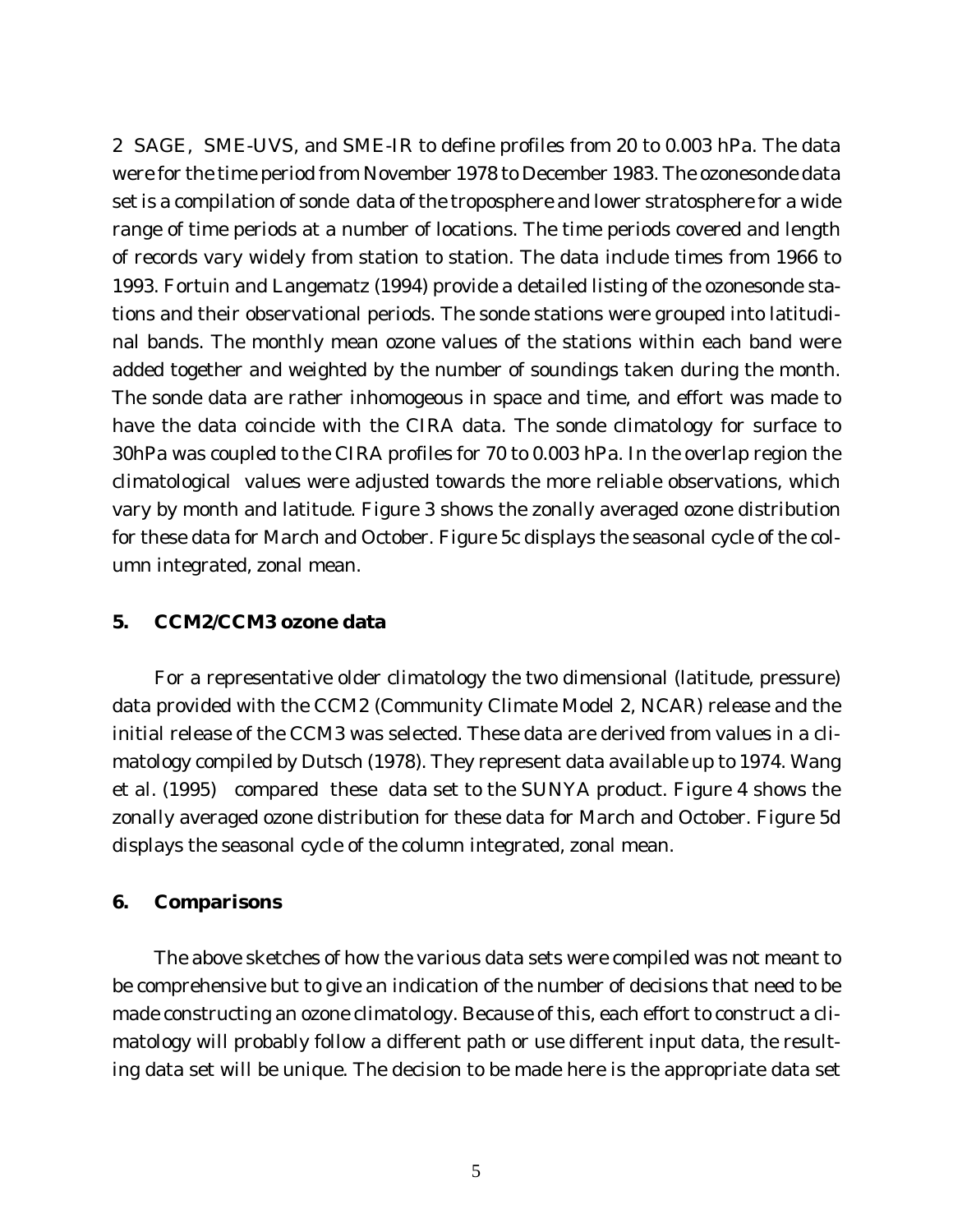2 SAGE, SME-UVS, and SME-IR to define profiles from 20 to 0.003 hPa. The data were for the time period from November 1978 to December 1983. The ozonesonde data set is a compilation of sonde data of the troposphere and lower stratosphere for a wide range of time periods at a number of locations. The time periods covered and length of records vary widely from station to station. The data include times from 1966 to 1993. Fortuin and Langematz (1994) provide a detailed listing of the ozonesonde stations and their observational periods. The sonde stations were grouped into latitudinal bands. The monthly mean ozone values of the stations within each band were added together and weighted by the number of soundings taken during the month. The sonde data are rather inhomogeous in space and time, and effort was made to have the data coincide with the CIRA data. The sonde climatology for surface to 30hPa was coupled to the CIRA profiles for 70 to 0.003 hPa. In the overlap region the climatological values were adjusted towards the more reliable observations, which vary by month and latitude. Figure 3 shows the zonally averaged ozone distribution for these data for March and October. Figure 5c displays the seasonal cycle of the column integrated, zonal mean.

## 5. CCM2/CCM3 ozone data

For a representative older climatology the two dimensional (latitude, pressure) data provided with the CCM2 (Community Climate Model 2, NCAR) release and the initial release of the CCM3 was selected. These data are derived from values in a climatology compiled by Dutsch (1978). They represent data available up to 1974. Wang et al. (1995) compared these data set to the SUNYA product. Figure 4 shows the zonally averaged ozone distribution for these data for March and October. Figure 5d displays the seasonal cycle of the column integrated, zonal mean.

## 6. Comparisons

The above sketches of how the various data sets were compiled was not meant to be comprehensive but to give an indication of the number of decisions that need to be made constructing an ozone climatology. Because of this, each effort to construct a climatology will probably follow a different path or use different input data, the resulting data set will be unique. The decision to be made here is the appropriate data set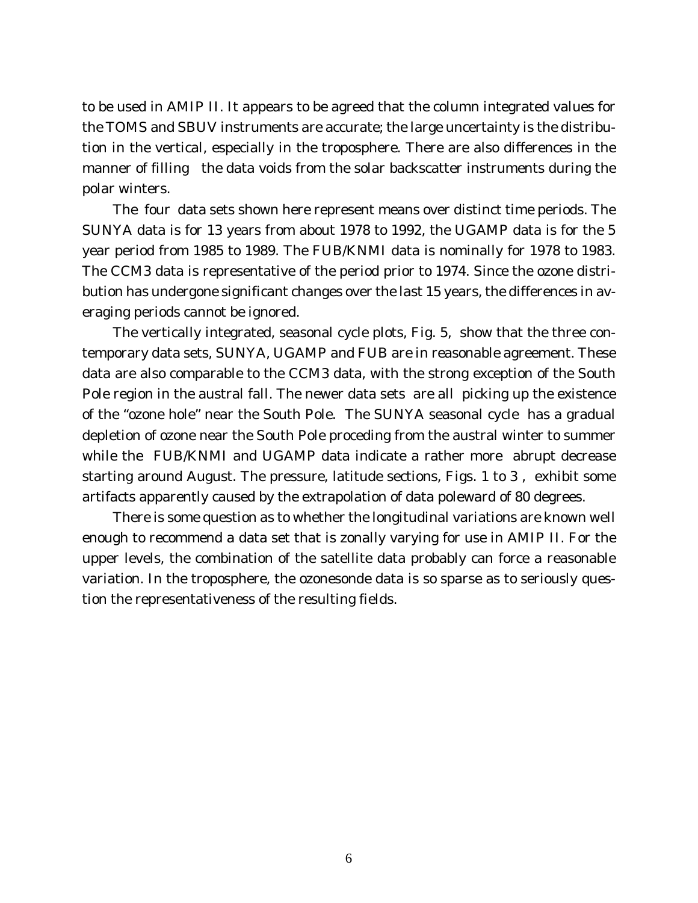to be used in AMIP II. It appears to be agreed that the column integrated values for the TOMS and SBUV instruments are accurate; the large uncertainty is the distribution in the vertical, especially in the troposphere. There are also differences in the manner of filling the data voids from the solar backscatter instruments during the polar winters.

The four data sets shown here represent means over distinct time periods. The SUNYA data is for 13 years from about 1978 to 1992, the UGAMP data is for the 5 year period from 1985 to 1989. The FUB/KNMI data is nominally for 1978 to 1983. The CCM3 data is representative of the period prior to 1974. Since the ozone distribution has undergone significant changes over the last 15 years, the differences in averaging periods cannot be ignored.

The vertically integrated, seasonal cycle plots, Fig. 5, show that the three contemporary data sets, SUNYA, UGAMP and FUB are in reasonable agreement. These data are also comparable to the CCM3 data, with the strong exception of the South Pole region in the austral fall. The newer data sets are all picking up the existence of the "ozone hole" near the South Pole. The SUNYA seasonal cycle has a gradual depletion of ozone near the South Pole proceding from the austral winter to summer while the FUB/KNMI and UGAMP data indicate a rather more abrupt decrease starting around August. The pressure, latitude sections, Figs. 1 to 3 , exhibit some artifacts apparently caused by the extrapolation of data poleward of 80 degrees.

There is some question as to whether the longitudinal variations are known well enough to recommend a data set that is zonally varying for use in AMIP II. For the upper levels, the combination of the satellite data probably can force a reasonable variation. In the troposphere, the ozonesonde data is so sparse as to seriously question the representativeness of the resulting fields.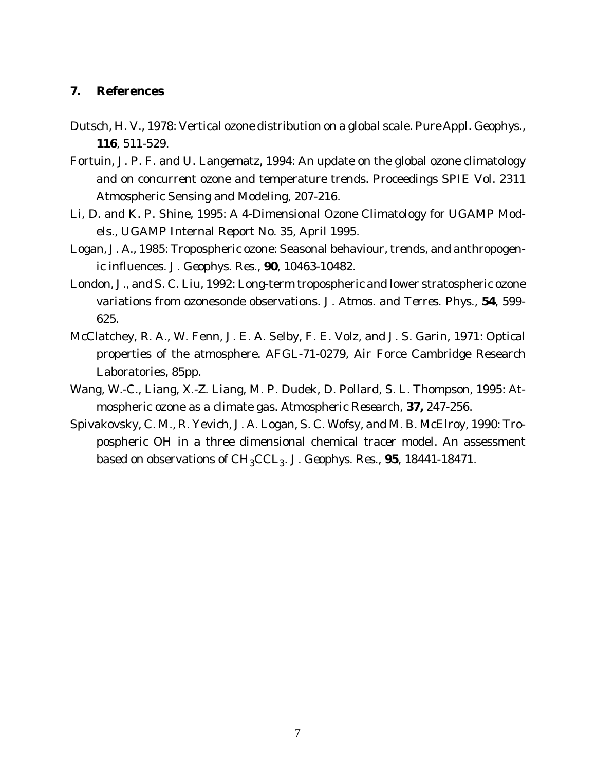## 7. References

Dutsch, H. V., 1978: Vertical ozone distribution on a global scale. *Pure Appl. Geophys.*, **116**, 511-529.

Fortuin, J. P. F. and U. Langematz, 1994: An update on the global ozone climatology and on concurrent ozone and temperature trends. Proceedings SPIE Vol. 2311 Atmospheric Sensing and Modeling, 207-216.

Li, D. and K. P. Shine, 1995: A 4-Dimensional Ozone Climatology for UGAMP Models., UGAMP Internal Report No. 35, April 1995.

Logan, J. A., 1985: Tropospheric ozone: Seasonal behaviour, trends, and anthropogenic influences. *J. Geophys. Res.*, **90**, 10463-10482.

London, J., and S. C. Liu, 1992: Long-term tropospheric and lower stratospheric ozone variations from ozonesonde observations. *J. Atmos. and Terres. Phys.*, **54**, 599-625.

McClatchey, R. A., W. Fenn, J. E. A. Selby, F. E. Volz, and J. S. Garin, 1971: Optical properties of the atmosphere. AFGL-71-0279, Air Force Cambridge Research Laboratories, 85pp.

Wang, W.-C., Liang, X.-Z. Liang, M. P. Dudek, D. Pollard, S. L. Thompson, 1995: Atmospheric ozone as a climate gas. *Atmospheric Research*, **37,** 247-256.

Spivakovsky, C. M., R. Yevich, J. A. Logan, S. C. Wofsy, and M. B. McElroy, 1990: Tropospheric OH in a three dimensional chemical tracer model. An assessment based on observations of $CH_3CCL_3$. *J. Geophys. Res.*, **95**, 18441-18471.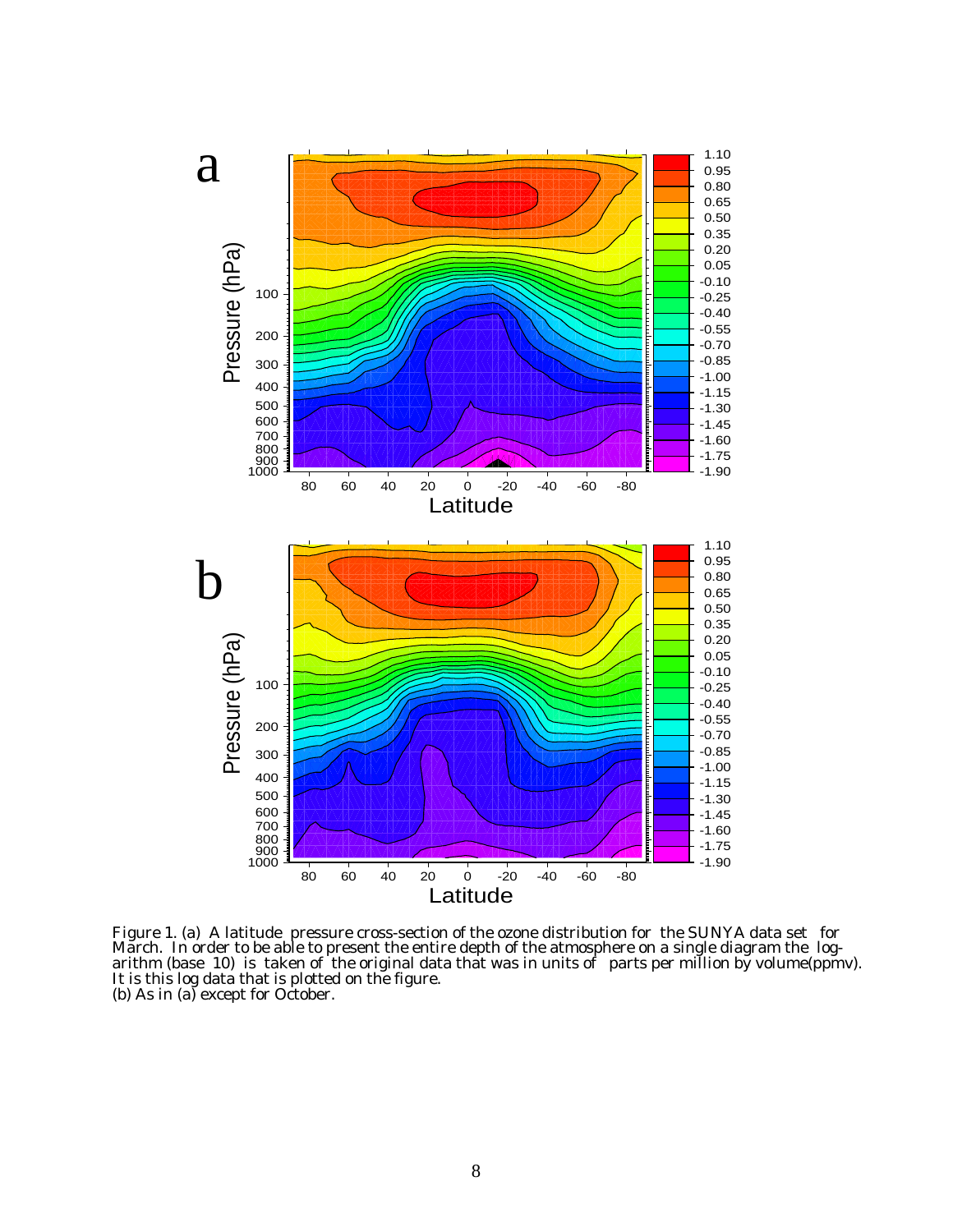Figure 1. (a) A latitude pressure cross-section of the ozone distribution for the SUNYA data set for March. In order to be able to present the entire depth of the atmosphere on a single diagram the logarithm (base 10) is taken of the original data that was in units of parts per million by volume(ppmv). It is this log data that is plotted on the figure.
(b) As in (a) except for October.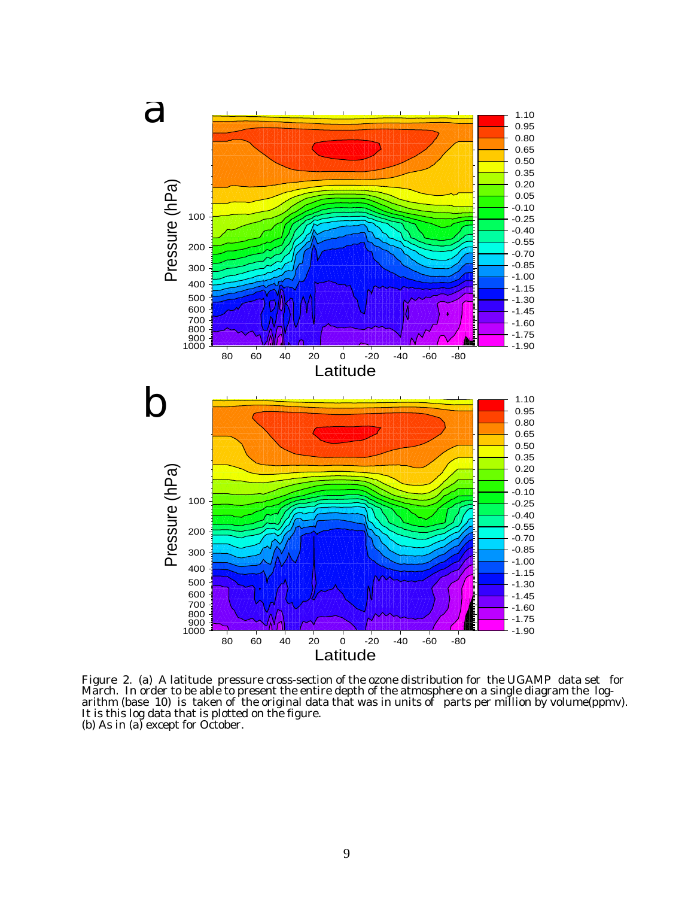Figure 2. (a) A latitude pressure cross-section of the ozone distribution for the UGAMP data set for March. In order to be able to present the entire depth of the atmosphere on a single diagram the logarithm (base 10) is taken of the original data that was in units of parts per million by volume(ppmv). It is this log data that is plotted on the figure.
(b) As in (a) except for October.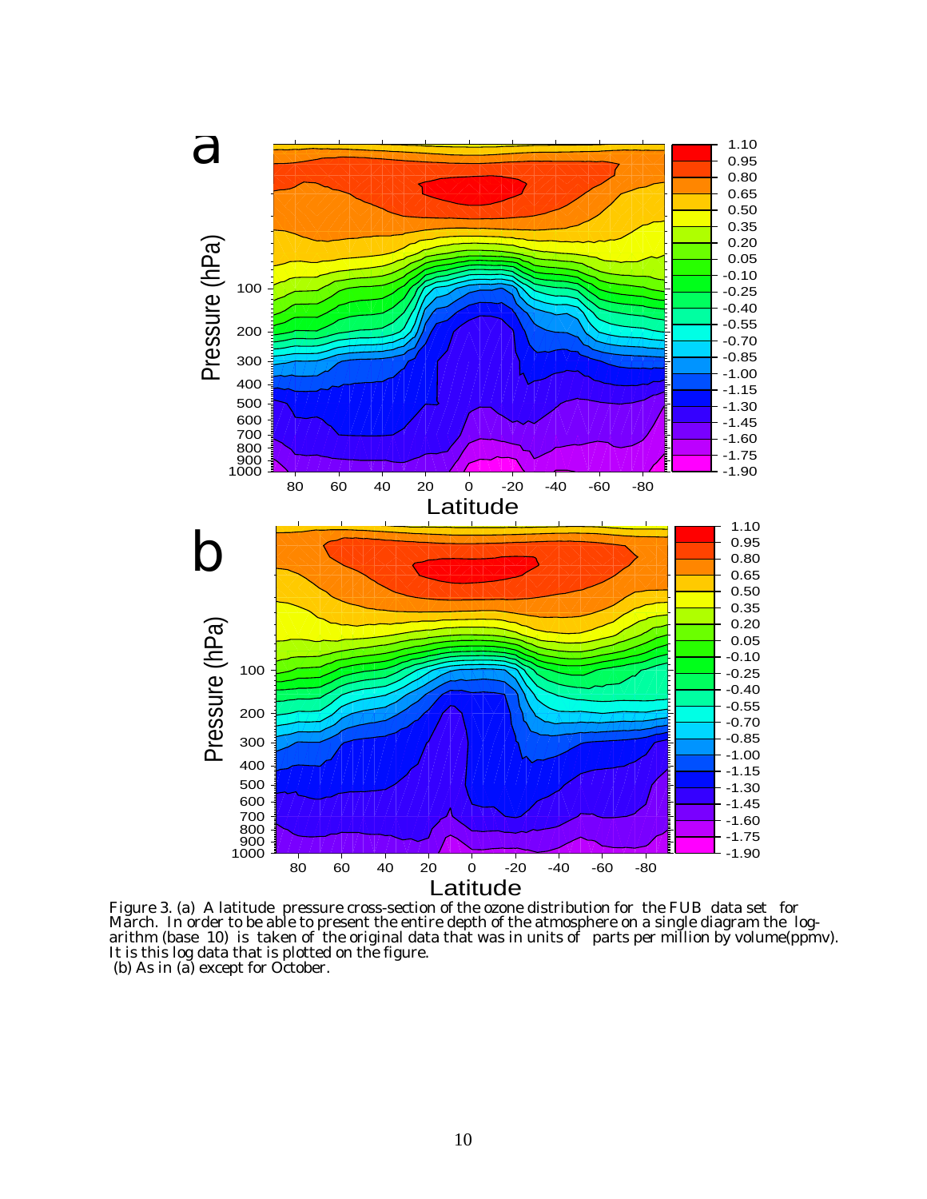Figure 3. (a) A latitude pressure cross-section of the ozone distribution for the FUB data set for March. In order to be able to present the entire depth of the atmosphere on a single diagram the logarithm (base 10) is taken of the original data that was in units of parts per million by volume(ppmv). It is this log data that is plotted on the figure.
(b) As in (a) except for October.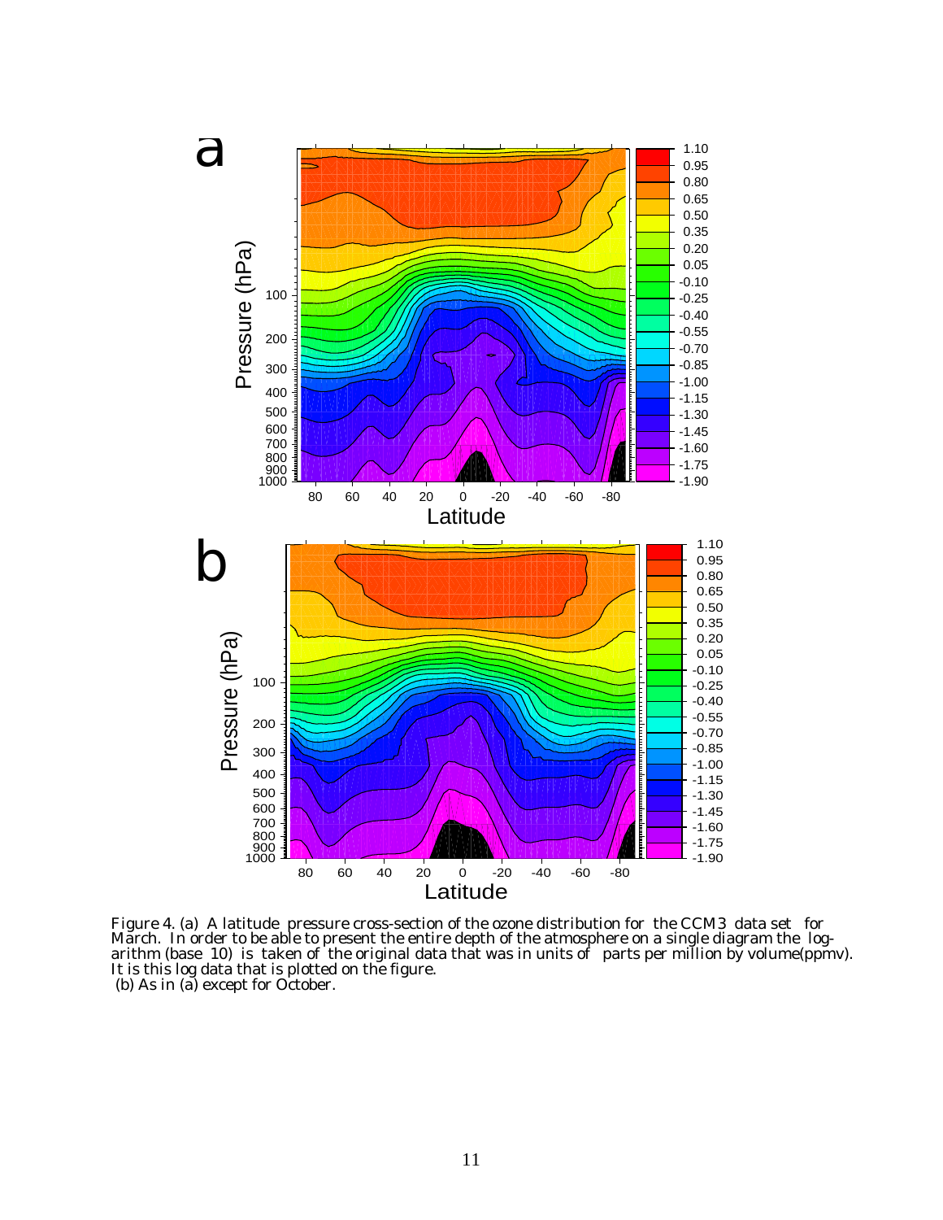Figure 4. (a) A latitude pressure cross-section of the ozone distribution for the CCM3 data set for March. In order to be able to present the entire depth of the atmosphere on a single diagram the log-arithm (base 10) is taken of the original data that was in units of parts per million by volume(ppmv). It is this log data that is plotted on the figure.
(b) As in (a) except for October.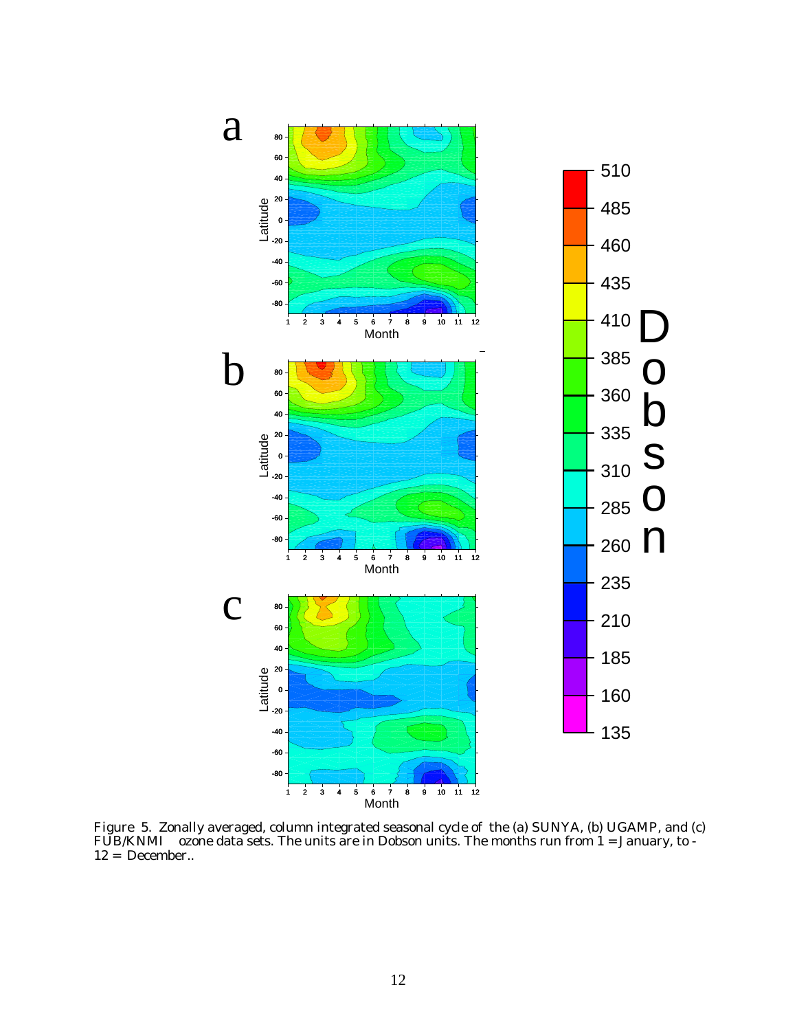Figure 5. Zonally averaged, column integrated seasonal cycle of the (a) SUNYA, (b) UGAMP, and (c) FUB/KNMI ozone data sets. The units are in Dobson units. The months run from 1 = January, to - 12 = December..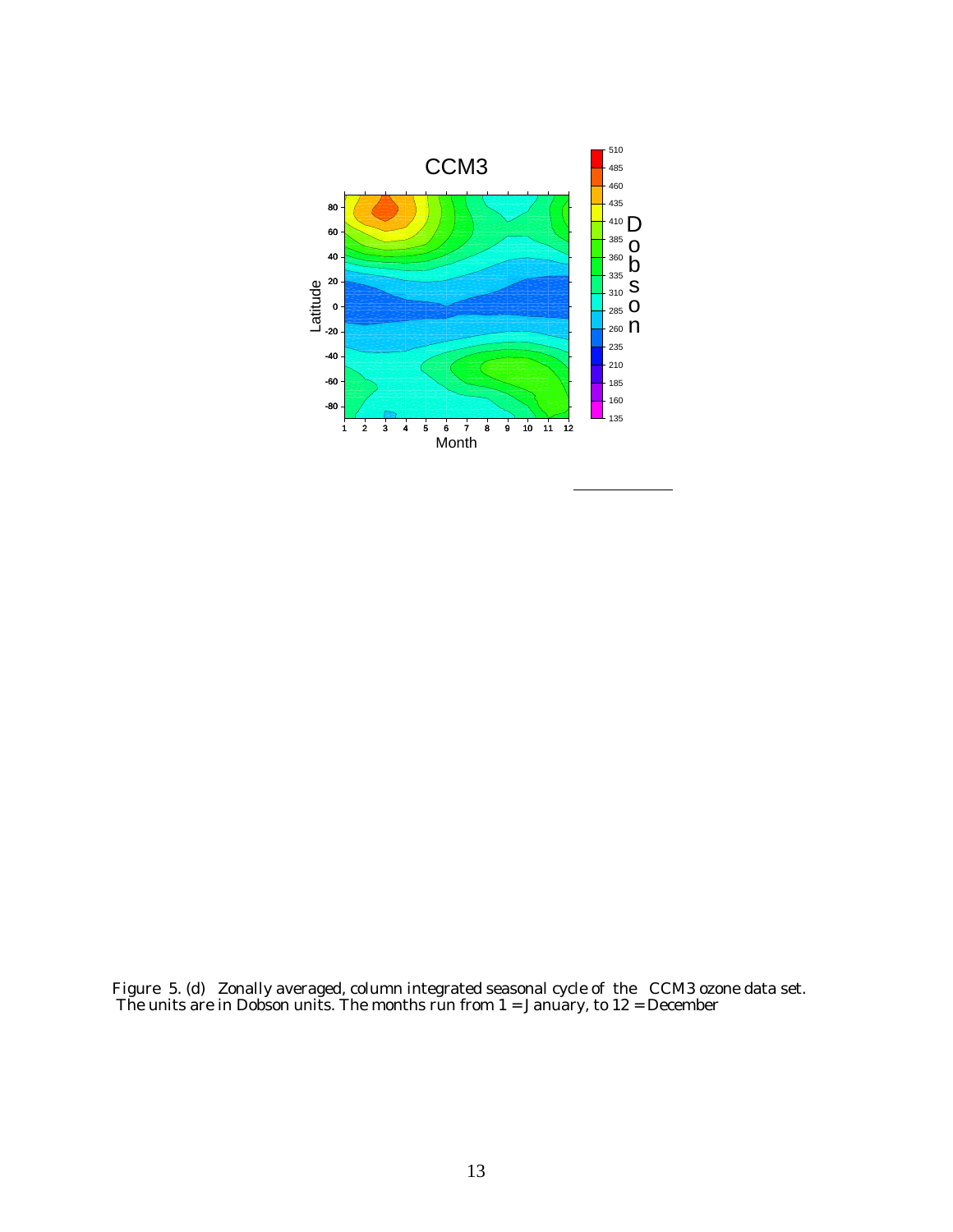CCM3

80
60
40
20
0
-20
-40
-60
-80

Latitude

1 2 3 4 5 6 7 8 9 10 11 12

Month

510
485
460
435
410
385
360
335
310
285
260
235
210
185
160
135

Dobson

Figure 5. (d) Zonally averaged, column integrated seasonal cycle of the CCM3 ozone data set. The units are in Dobson units. The months run from 1 = January, to 12 = December